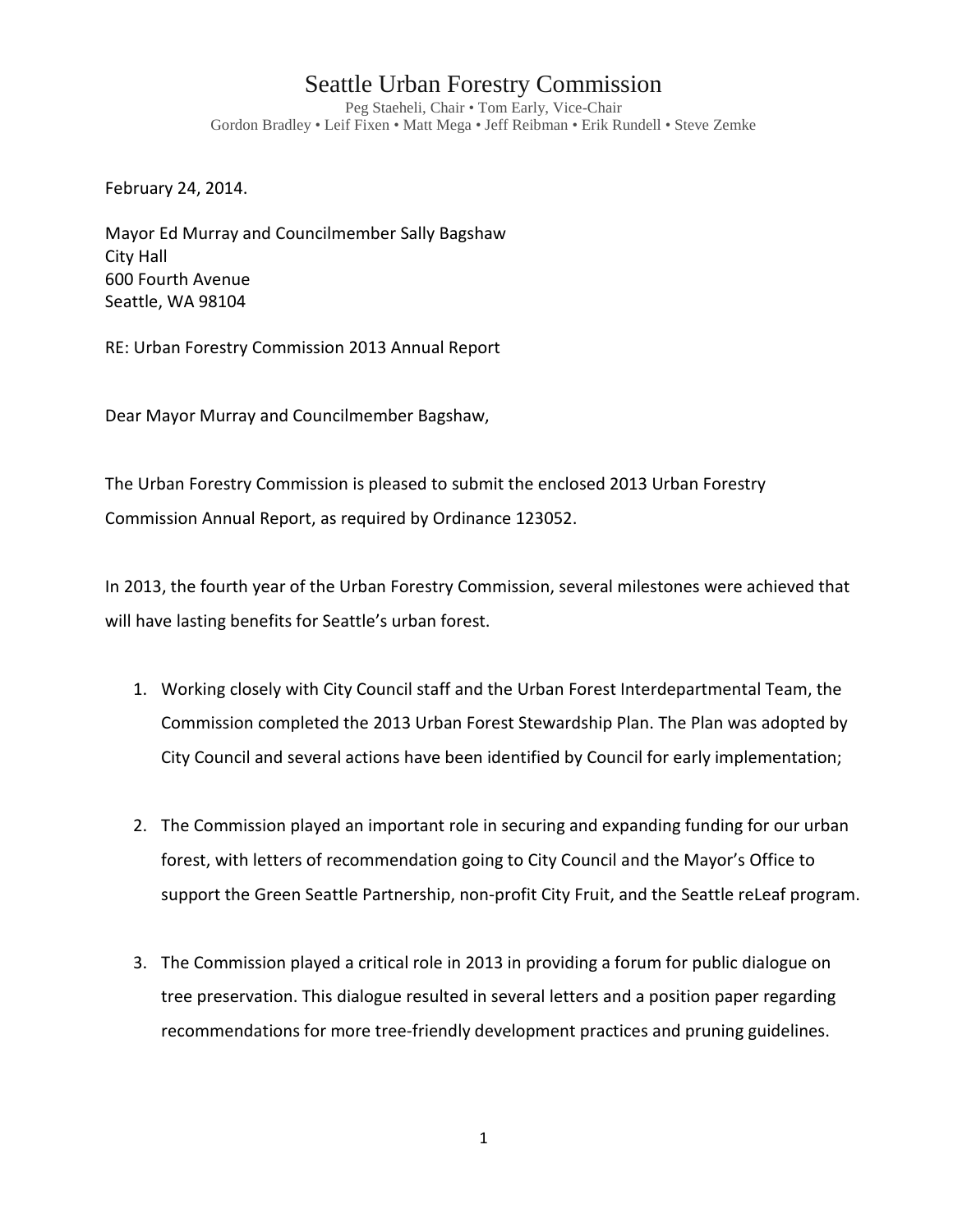# Seattle Urban Forestry Commission

Peg Staeheli, Chair • Tom Early, Vice-Chair
Gordon Bradley • Leif Fixen • Matt Mega • Jeff Reibman • Erik Rundell • Steve Zemke

February 24, 2014.

Mayor Ed Murray and Councilmember Sally Bagshaw
City Hall
600 Fourth Avenue
Seattle, WA 98104

RE: Urban Forestry Commission 2013 Annual Report

Dear Mayor Murray and Councilmember Bagshaw,

The Urban Forestry Commission is pleased to submit the enclosed 2013 Urban Forestry Commission Annual Report, as required by Ordinance 123052.

In 2013, the fourth year of the Urban Forestry Commission, several milestones were achieved that will have lasting benefits for Seattle's urban forest.

1. Working closely with City Council staff and the Urban Forest Interdepartmental Team, the Commission completed the 2013 Urban Forest Stewardship Plan. The Plan was adopted by City Council and several actions have been identified by Council for early implementation;

2. The Commission played an important role in securing and expanding funding for our urban forest, with letters of recommendation going to City Council and the Mayor's Office to support the Green Seattle Partnership, non-profit City Fruit, and the Seattle reLeaf program.

3. The Commission played a critical role in 2013 in providing a forum for public dialogue on tree preservation. This dialogue resulted in several letters and a position paper regarding recommendations for more tree-friendly development practices and pruning guidelines.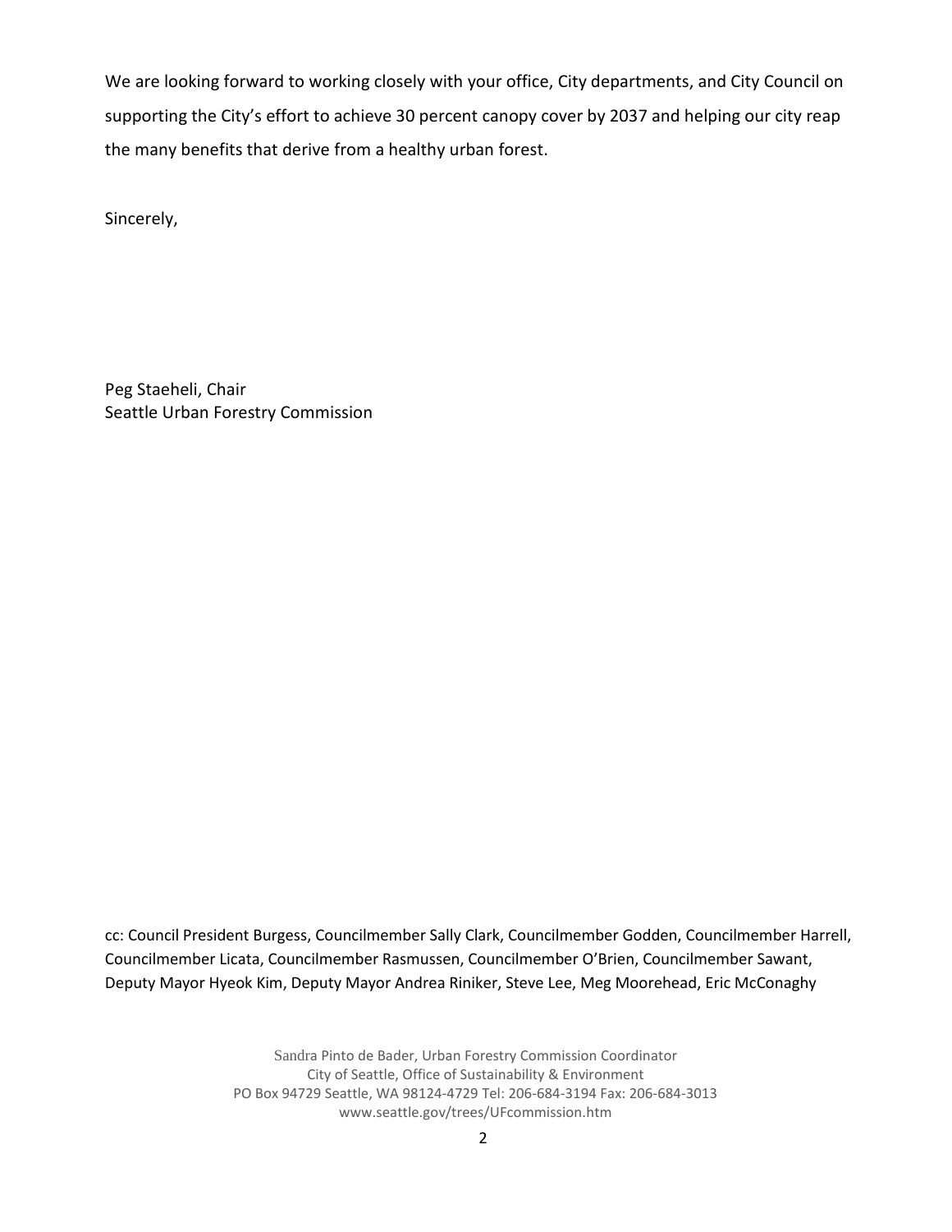We are looking forward to working closely with your office, City departments, and City Council on supporting the City's effort to achieve 30 percent canopy cover by 2037 and helping our city reap the many benefits that derive from a healthy urban forest.

Sincerely,

Peg Staeheli, Chair
Seattle Urban Forestry Commission

cc: Council President Burgess, Councilmember Sally Clark, Councilmember Godden, Councilmember Harrell, Councilmember Licata, Councilmember Rasmussen, Councilmember O'Brien, Councilmember Sawant, Deputy Mayor Hyeok Kim, Deputy Mayor Andrea Riniker, Steve Lee, Meg Moorehead, Eric McConaghy

Sandra Pinto de Bader, Urban Forestry Commission Coordinator
City of Seattle, Office of Sustainability & Environment
PO Box 94729 Seattle, WA 98124-4729 Tel: 206-684-3194 Fax: 206-684-3013
www.seattle.gov/trees/UFcommission.htm